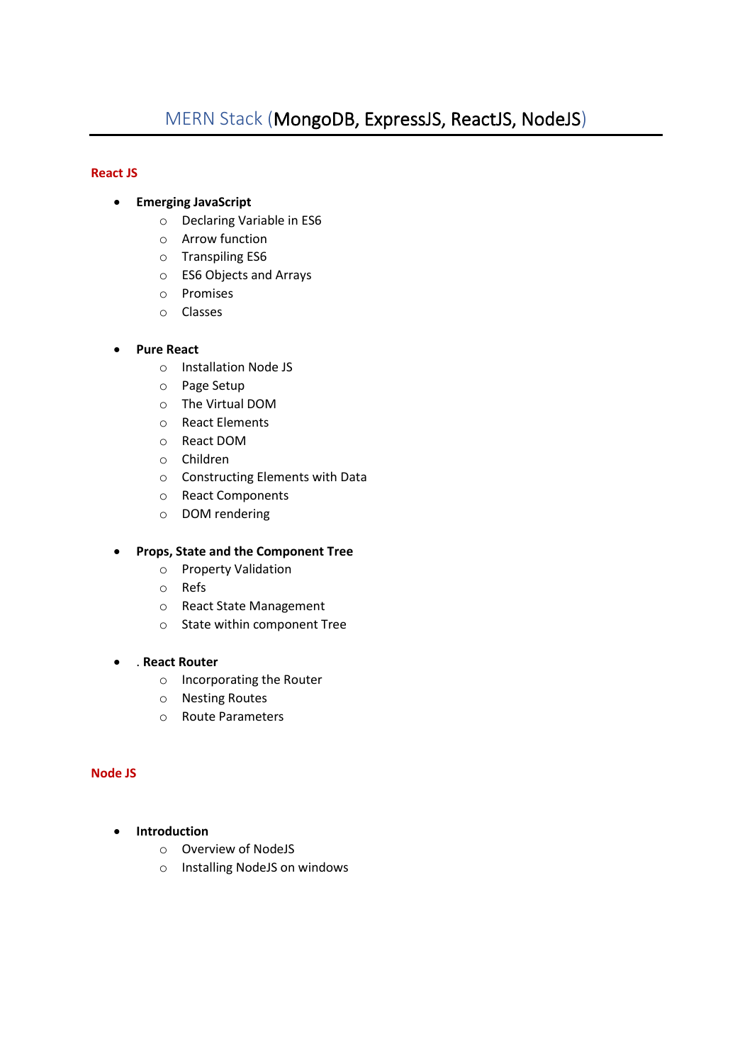# MERN Stack (MongoDB, ExpressJS, ReactJS, NodeJS)

## React JS

- **Emerging JavaScript**
  - Declaring Variable in ES6
  - Arrow function
  - Transpiling ES6
  - ES6 Objects and Arrays
  - Promises
  - Classes

- **Pure React**
  - Installation Node JS
  - Page Setup
  - The Virtual DOM
  - React Elements
  - React DOM
  - Children
  - Constructing Elements with Data
  - React Components
  - DOM rendering

- **Props, State and the Component Tree**
  - Property Validation
  - Refs
  - React State Management
  - State within component Tree

- . **React Router**
  - Incorporating the Router
  - Nesting Routes
  - Route Parameters

## Node JS

- **Introduction**
  - Overview of NodeJS
  - Installing NodeJS on windows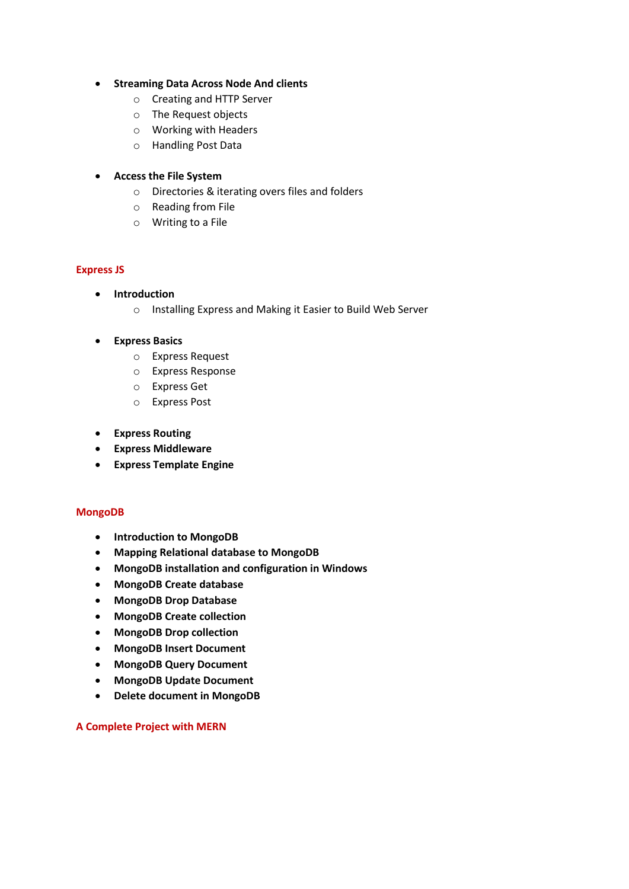- **Streaming Data Across Node And clients**
    - Creating and HTTP Server
    - The Request objects
    - Working with Headers
    - Handling Post Data

- **Access the File System**
    - Directories & iterating overs files and folders
    - Reading from File
    - Writing to a File

## Express JS

- **Introduction**
    - Installing Express and Making it Easier to Build Web Server

- **Express Basics**
    - Express Request
    - Express Response
    - Express Get
    - Express Post

- **Express Routing**
- **Express Middleware**
- **Express Template Engine**

## MongoDB

- **Introduction to MongoDB**
- **Mapping Relational database to MongoDB**
- **MongoDB installation and configuration in Windows**
- **MongoDB Create database**
- **MongoDB Drop Database**
- **MongoDB Create collection**
- **MongoDB Drop collection**
- **MongoDB Insert Document**
- **MongoDB Query Document**
- **MongoDB Update Document**
- **Delete document in MongoDB**

## A Complete Project with MERN